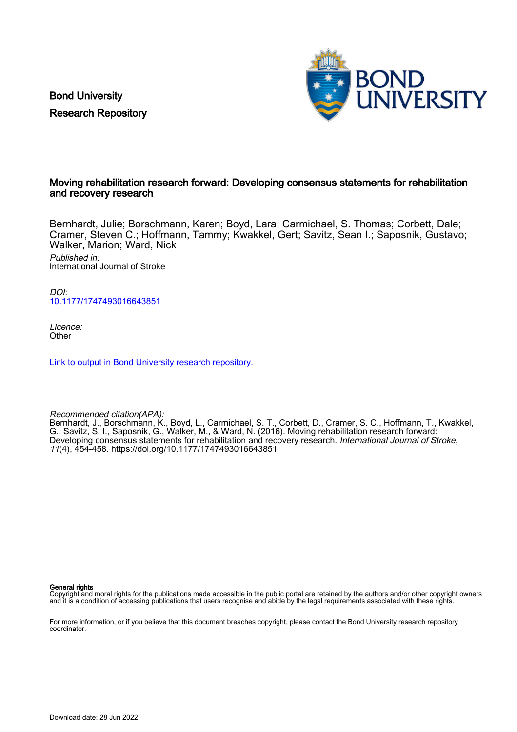Bond University

Research Repository

# Moving rehabilitation research forward: Developing consensus statements for rehabilitation and recovery research

Bernhardt, Julie; Borschmann, Karen; Boyd, Lara; Carmichael, S. Thomas; Corbett, Dale; Cramer, Steven C.; Hoffmann, Tammy; Kwakkel, Gert; Savitz, Sean I.; Saposnik, Gustavo; Walker, Marion; Ward, Nick

*Published in:*
International Journal of Stroke

*DOI:*
10.1177/1747493016643851

*Licence:*
Other

Link to output in Bond University research repository.

*Recommended citation(APA):*
Bernhardt, J., Borschmann, K., Boyd, L., Carmichael, S. T., Corbett, D., Cramer, S. C., Hoffmann, T., Kwakkel, G., Savitz, S. I., Saposnik, G., Walker, M., & Ward, N. (2016). Moving rehabilitation research forward: Developing consensus statements for rehabilitation and recovery research. *International Journal of Stroke*, *11*(4), 454-458. https://doi.org/10.1177/1747493016643851

**General rights**
Copyright and moral rights for the publications made accessible in the public portal are retained by the authors and/or other copyright owners and it is a condition of accessing publications that users recognise and abide by the legal requirements associated with these rights.

For more information, or if you believe that this document breaches copyright, please contact the Bond University research repository coordinator.

Download date: 28 Jun 2022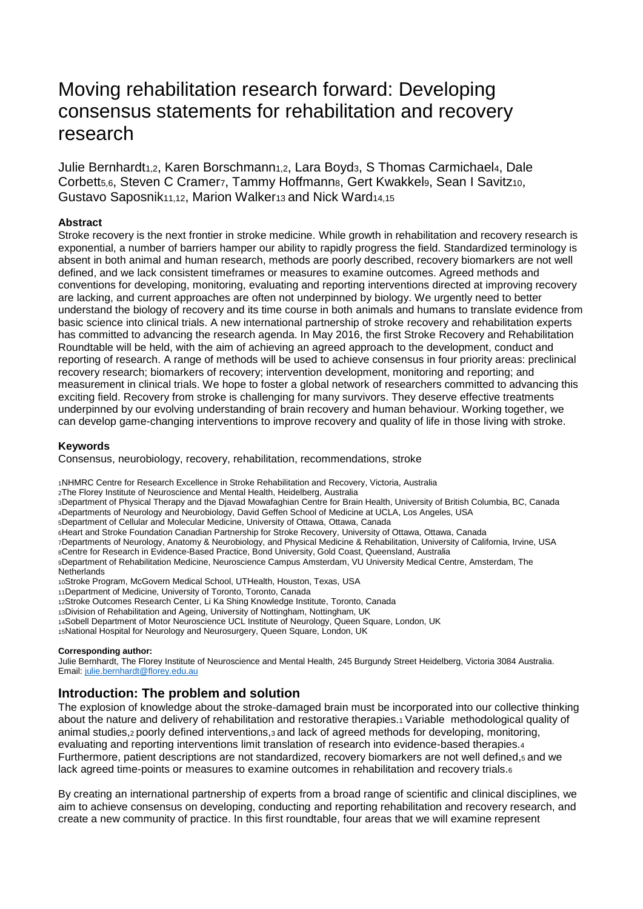# Moving rehabilitation research forward: Developing consensus statements for rehabilitation and recovery research

Julie Bernhardt[1,2], Karen Borschmann[1,2], Lara Boyd[3], S Thomas Carmichael[4], Dale Corbett[5,6], Steven C Cramer[7], Tammy Hoffmann[8], Gert Kwakkel[9], Sean I Savitz[10], Gustavo Saposnik[11,12], Marion Walker[13] and Nick Ward[14,15]

**Abstract**

Stroke recovery is the next frontier in stroke medicine. While growth in rehabilitation and recovery research is exponential, a number of barriers hamper our ability to rapidly progress the field. Standardized terminology is absent in both animal and human research, methods are poorly described, recovery biomarkers are not well defined, and we lack consistent timeframes or measures to examine outcomes. Agreed methods and conventions for developing, monitoring, evaluating and reporting interventions directed at improving recovery are lacking, and current approaches are often not underpinned by biology. We urgently need to better understand the biology of recovery and its time course in both animals and humans to translate evidence from basic science into clinical trials. A new international partnership of stroke recovery and rehabilitation experts has committed to advancing the research agenda. In May 2016, the first Stroke Recovery and Rehabilitation Roundtable will be held, with the aim of achieving an agreed approach to the development, conduct and reporting of research. A range of methods will be used to achieve consensus in four priority areas: preclinical recovery research; biomarkers of recovery; intervention development, monitoring and reporting; and measurement in clinical trials. We hope to foster a global network of researchers committed to advancing this exciting field. Recovery from stroke is challenging for many survivors. They deserve effective treatments underpinned by our evolving understanding of brain recovery and human behaviour. Working together, we can develop game-changing interventions to improve recovery and quality of life in those living with stroke.

**Keywords**

Consensus, neurobiology, recovery, rehabilitation, recommendations, stroke

[1]NHMRC Centre for Research Excellence in Stroke Rehabilitation and Recovery, Victoria, Australia
[2]The Florey Institute of Neuroscience and Mental Health, Heidelberg, Australia
[3]Department of Physical Therapy and the Djavad Mowafaghian Centre for Brain Health, University of British Columbia, BC, Canada
[4]Departments of Neurology and Neurobiology, David Geffen School of Medicine at UCLA, Los Angeles, USA
[5]Department of Cellular and Molecular Medicine, University of Ottawa, Ottawa, Canada
[6]Heart and Stroke Foundation Canadian Partnership for Stroke Recovery, University of Ottawa, Ottawa, Canada
[7]Departments of Neurology, Anatomy & Neurobiology, and Physical Medicine & Rehabilitation, University of California, Irvine, USA
[8]Centre for Research in Evidence-Based Practice, Bond University, Gold Coast, Queensland, Australia
[9]Department of Rehabilitation Medicine, Neuroscience Campus Amsterdam, VU University Medical Centre, Amsterdam, The Netherlands
[10]Stroke Program, McGovern Medical School, UTHealth, Houston, Texas, USA
[11]Department of Medicine, University of Toronto, Toronto, Canada
[12]Stroke Outcomes Research Center, Li Ka Shing Knowledge Institute, Toronto, Canada
[13]Division of Rehabilitation and Ageing, University of Nottingham, Nottingham, UK
[14]Sobell Department of Motor Neuroscience UCL Institute of Neurology, Queen Square, London, UK
[15]National Hospital for Neurology and Neurosurgery, Queen Square, London, UK

**Corresponding author:**
Julie Bernhardt, The Florey Institute of Neuroscience and Mental Health, 245 Burgundy Street Heidelberg, Victoria 3084 Australia.
Email: julie.bernhardt@florey.edu.au

## Introduction: The problem and solution

The explosion of knowledge about the stroke-damaged brain must be incorporated into our collective thinking about the nature and delivery of rehabilitation and restorative therapies.[1] Variable methodological quality of animal studies,[2] poorly defined interventions,[3] and lack of agreed methods for developing, monitoring, evaluating and reporting interventions limit translation of research into evidence-based therapies.[4] Furthermore, patient descriptions are not standardized, recovery biomarkers are not well defined,[5] and we lack agreed time-points or measures to examine outcomes in rehabilitation and recovery trials.[6]

By creating an international partnership of experts from a broad range of scientific and clinical disciplines, we aim to achieve consensus on developing, conducting and reporting rehabilitation and recovery research, and create a new community of practice. In this first roundtable, four areas that we will examine represent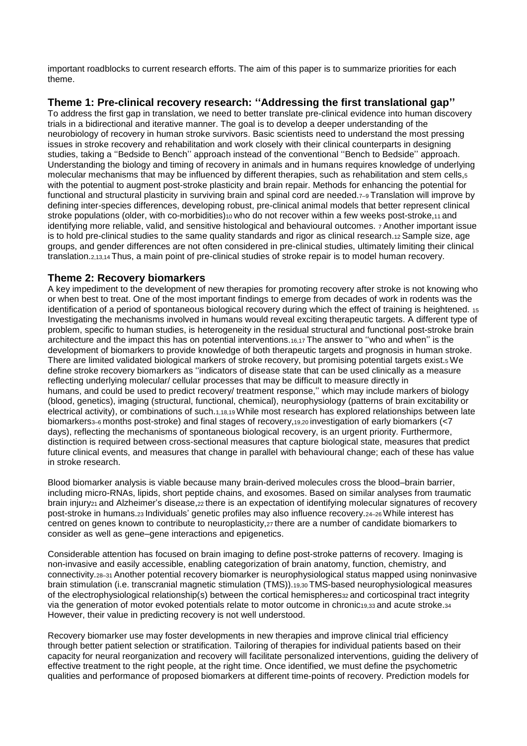important roadblocks to current research efforts. The aim of this paper is to summarize priorities for each theme.

## Theme 1: Pre-clinical recovery research: ''Addressing the first translational gap''

To address the first gap in translation, we need to better translate pre-clinical evidence into human discovery trials in a bidirectional and iterative manner. The goal is to develop a deeper understanding of the neurobiology of recovery in human stroke survivors. Basic scientists need to understand the most pressing issues in stroke recovery and rehabilitation and work closely with their clinical counterparts in designing studies, taking a ''Bedside to Bench'' approach instead of the conventional ''Bench to Bedside'' approach. Understanding the biology and timing of recovery in animals and in humans requires knowledge of underlying molecular mechanisms that may be influenced by different therapies, such as rehabilitation and stem cells,[5] with the potential to augment post-stroke plasticity and brain repair. Methods for enhancing the potential for functional and structural plasticity in surviving brain and spinal cord are needed.[7–9] Translation will improve by defining inter-species differences, developing robust, pre-clinical animal models that better represent clinical stroke populations (older, with co-morbidities)[10] who do not recover within a few weeks post-stroke,[11] and identifying more reliable, valid, and sensitive histological and behavioural outcomes. [7] Another important issue is to hold pre-clinical studies to the same quality standards and rigor as clinical research.[12] Sample size, age groups, and gender differences are not often considered in pre-clinical studies, ultimately limiting their clinical translation.[2,13,14] Thus, a main point of pre-clinical studies of stroke repair is to model human recovery.

## Theme 2: Recovery biomarkers

A key impediment to the development of new therapies for promoting recovery after stroke is not knowing who or when best to treat. One of the most important findings to emerge from decades of work in rodents was the identification of a period of spontaneous biological recovery during which the effect of training is heightened. [15] Investigating the mechanisms involved in humans would reveal exciting therapeutic targets. A different type of problem, specific to human studies, is heterogeneity in the residual structural and functional post-stroke brain architecture and the impact this has on potential interventions.[16,17] The answer to ''who and when'' is the development of biomarkers to provide knowledge of both therapeutic targets and prognosis in human stroke. There are limited validated biological markers of stroke recovery, but promising potential targets exist.[5] We define stroke recovery biomarkers as ''indicators of disease state that can be used clinically as a measure reflecting underlying molecular/ cellular processes that may be difficult to measure directly in humans, and could be used to predict recovery/ treatment response,'' which may include markers of biology (blood, genetics), imaging (structural, functional, chemical), neurophysiology (patterns of brain excitability or electrical activity), or combinations of such.[1,18,19] While most research has explored relationships between late biomarkers[3–6] months post-stroke) and final stages of recovery,[19,20] investigation of early biomarkers (<7 days), reflecting the mechanisms of spontaneous biological recovery, is an urgent priority. Furthermore, distinction is required between cross-sectional measures that capture biological state, measures that predict future clinical events, and measures that change in parallel with behavioural change; each of these has value in stroke research.

Blood biomarker analysis is viable because many brain-derived molecules cross the blood–brain barrier, including micro-RNAs, lipids, short peptide chains, and exosomes. Based on similar analyses from traumatic brain injury[21] and Alzheimer's disease,[22] there is an expectation of identifying molecular signatures of recovery post-stroke in humans.[23] Individuals' genetic profiles may also influence recovery.[24–26] While interest has centred on genes known to contribute to neuroplasticity,[27] there are a number of candidate biomarkers to consider as well as gene–gene interactions and epigenetics.

Considerable attention has focused on brain imaging to define post-stroke patterns of recovery. Imaging is non-invasive and easily accessible, enabling categorization of brain anatomy, function, chemistry, and connectivity.[28–31] Another potential recovery biomarker is neurophysiological status mapped using noninvasive brain stimulation (i.e. transcranial magnetic stimulation (TMS)).[19,30] TMS-based neurophysiological measures of the electrophysiological relationship(s) between the cortical hemispheres[32] and corticospinal tract integrity via the generation of motor evoked potentials relate to motor outcome in chronic[19,33] and acute stroke.[34] However, their value in predicting recovery is not well understood.

Recovery biomarker use may foster developments in new therapies and improve clinical trial efficiency through better patient selection or stratification. Tailoring of therapies for individual patients based on their capacity for neural reorganization and recovery will facilitate personalized interventions, guiding the delivery of effective treatment to the right people, at the right time. Once identified, we must define the psychometric qualities and performance of proposed biomarkers at different time-points of recovery. Prediction models for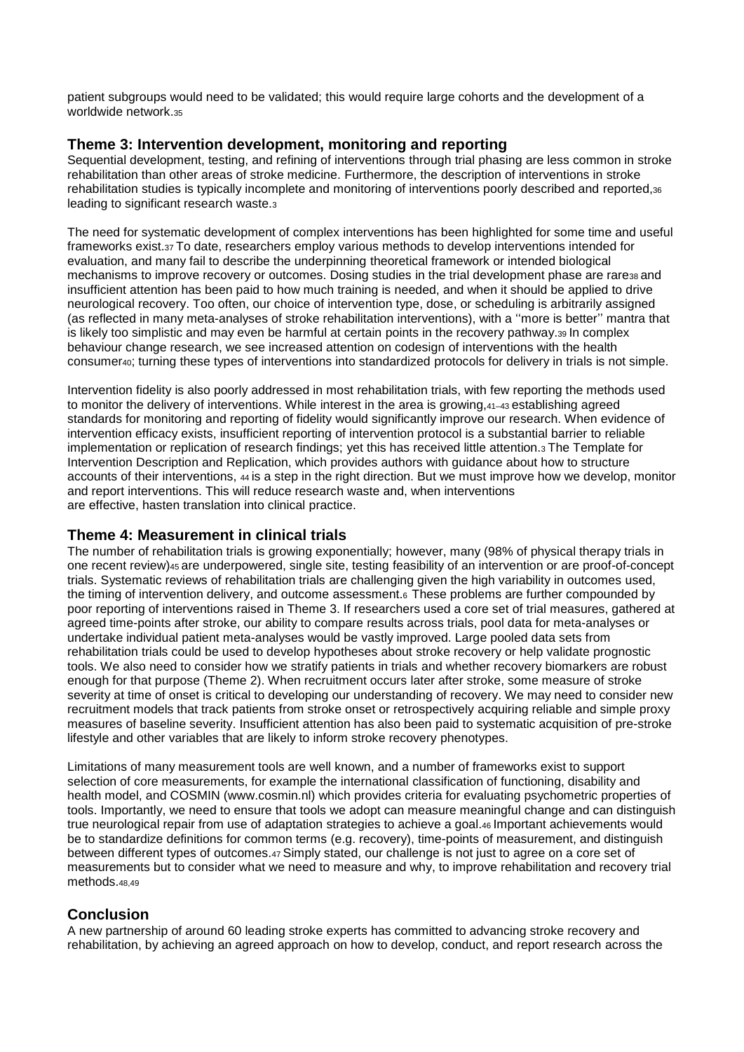patient subgroups would need to be validated; this would require large cohorts and the development of a worldwide network.[35]

## Theme 3: Intervention development, monitoring and reporting

Sequential development, testing, and refining of interventions through trial phasing are less common in stroke rehabilitation than other areas of stroke medicine. Furthermore, the description of interventions in stroke rehabilitation studies is typically incomplete and monitoring of interventions poorly described and reported,[36] leading to significant research waste.[3]

The need for systematic development of complex interventions has been highlighted for some time and useful frameworks exist.[37] To date, researchers employ various methods to develop interventions intended for evaluation, and many fail to describe the underpinning theoretical framework or intended biological mechanisms to improve recovery or outcomes. Dosing studies in the trial development phase are rare[38] and insufficient attention has been paid to how much training is needed, and when it should be applied to drive neurological recovery. Too often, our choice of intervention type, dose, or scheduling is arbitrarily assigned (as reflected in many meta-analyses of stroke rehabilitation interventions), with a ''more is better'' mantra that is likely too simplistic and may even be harmful at certain points in the recovery pathway.[39] In complex behaviour change research, we see increased attention on codesign of interventions with the health consumer[40]; turning these types of interventions into standardized protocols for delivery in trials is not simple.

Intervention fidelity is also poorly addressed in most rehabilitation trials, with few reporting the methods used to monitor the delivery of interventions. While interest in the area is growing,[41–43] establishing agreed standards for monitoring and reporting of fidelity would significantly improve our research. When evidence of intervention efficacy exists, insufficient reporting of intervention protocol is a substantial barrier to reliable implementation or replication of research findings; yet this has received little attention.[3] The Template for Intervention Description and Replication, which provides authors with guidance about how to structure accounts of their interventions, [44] is a step in the right direction. But we must improve how we develop, monitor and report interventions. This will reduce research waste and, when interventions are effective, hasten translation into clinical practice.

## Theme 4: Measurement in clinical trials

The number of rehabilitation trials is growing exponentially; however, many (98% of physical therapy trials in one recent review)[45] are underpowered, single site, testing feasibility of an intervention or are proof-of-concept trials. Systematic reviews of rehabilitation trials are challenging given the high variability in outcomes used, the timing of intervention delivery, and outcome assessment.[6] These problems are further compounded by poor reporting of interventions raised in Theme 3. If researchers used a core set of trial measures, gathered at agreed time-points after stroke, our ability to compare results across trials, pool data for meta-analyses or undertake individual patient meta-analyses would be vastly improved. Large pooled data sets from rehabilitation trials could be used to develop hypotheses about stroke recovery or help validate prognostic tools. We also need to consider how we stratify patients in trials and whether recovery biomarkers are robust enough for that purpose (Theme 2). When recruitment occurs later after stroke, some measure of stroke severity at time of onset is critical to developing our understanding of recovery. We may need to consider new recruitment models that track patients from stroke onset or retrospectively acquiring reliable and simple proxy measures of baseline severity. Insufficient attention has also been paid to systematic acquisition of pre-stroke lifestyle and other variables that are likely to inform stroke recovery phenotypes.

Limitations of many measurement tools are well known, and a number of frameworks exist to support selection of core measurements, for example the international classification of functioning, disability and health model, and COSMIN (www.cosmin.nl) which provides criteria for evaluating psychometric properties of tools. Importantly, we need to ensure that tools we adopt can measure meaningful change and can distinguish true neurological repair from use of adaptation strategies to achieve a goal.[46] Important achievements would be to standardize definitions for common terms (e.g. recovery), time-points of measurement, and distinguish between different types of outcomes.[47] Simply stated, our challenge is not just to agree on a core set of measurements but to consider what we need to measure and why, to improve rehabilitation and recovery trial methods.[48,49]

## Conclusion

A new partnership of around 60 leading stroke experts has committed to advancing stroke recovery and rehabilitation, by achieving an agreed approach on how to develop, conduct, and report research across the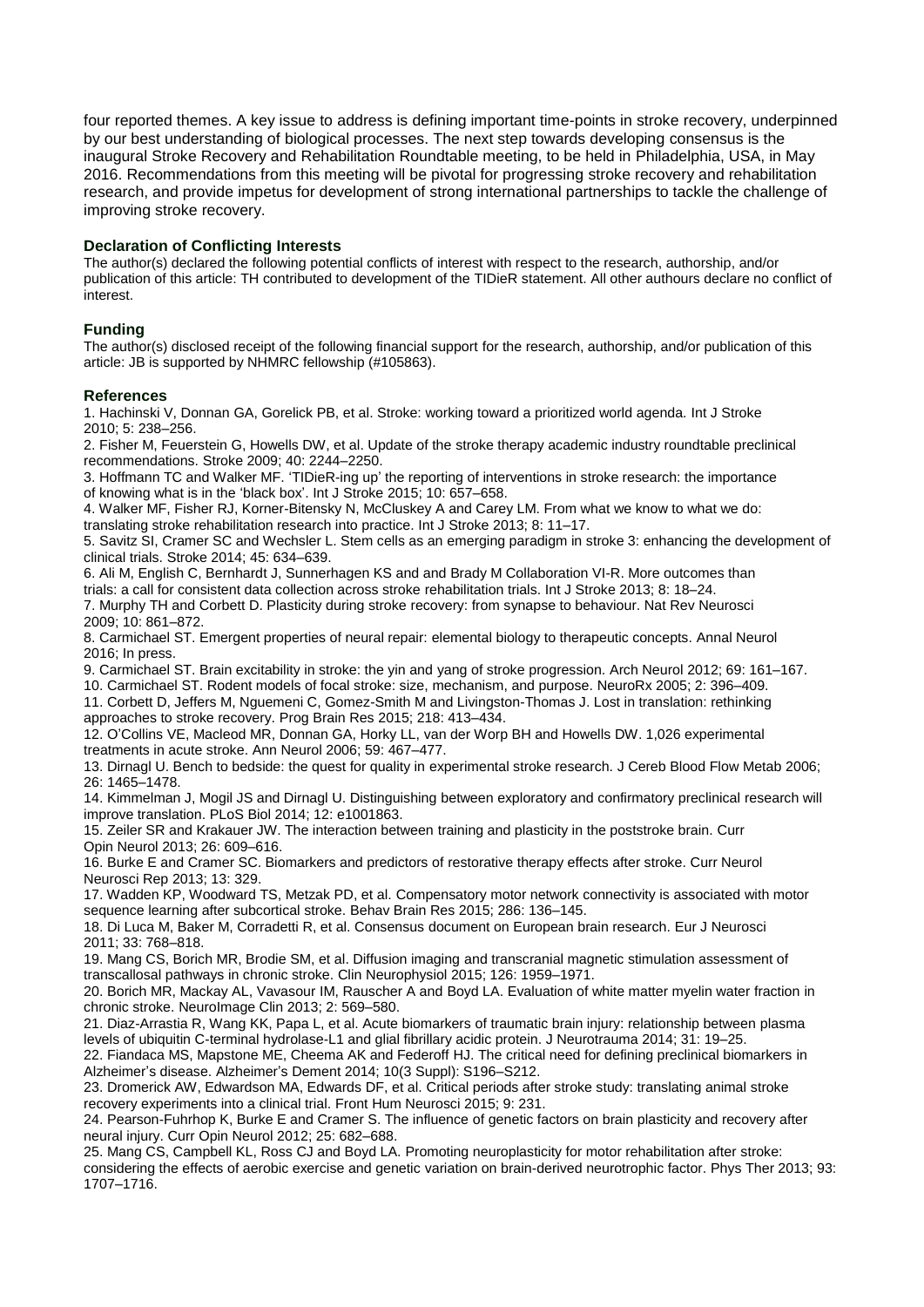four reported themes. A key issue to address is defining important time-points in stroke recovery, underpinned by our best understanding of biological processes. The next step towards developing consensus is the inaugural Stroke Recovery and Rehabilitation Roundtable meeting, to be held in Philadelphia, USA, in May 2016. Recommendations from this meeting will be pivotal for progressing stroke recovery and rehabilitation research, and provide impetus for development of strong international partnerships to tackle the challenge of improving stroke recovery.

### Declaration of Conflicting Interests

The author(s) declared the following potential conflicts of interest with respect to the research, authorship, and/or publication of this article: TH contributed to development of the TIDieR statement. All other authours declare no conflict of interest.

### Funding

The author(s) disclosed receipt of the following financial support for the research, authorship, and/or publication of this article: JB is supported by NHMRC fellowship (#105863).

### References

1. Hachinski V, Donnan GA, Gorelick PB, et al. Stroke: working toward a prioritized world agenda. Int J Stroke 2010; 5: 238–256.
2. Fisher M, Feuerstein G, Howells DW, et al. Update of the stroke therapy academic industry roundtable preclinical recommendations. Stroke 2009; 40: 2244–2250.
3. Hoffmann TC and Walker MF. 'TIDieR-ing up' the reporting of interventions in stroke research: the importance of knowing what is in the 'black box'. Int J Stroke 2015; 10: 657–658.
4. Walker MF, Fisher RJ, Korner-Bitensky N, McCluskey A and Carey LM. From what we know to what we do: translating stroke rehabilitation research into practice. Int J Stroke 2013; 8: 11–17.
5. Savitz SI, Cramer SC and Wechsler L. Stem cells as an emerging paradigm in stroke 3: enhancing the development of clinical trials. Stroke 2014; 45: 634–639.
6. Ali M, English C, Bernhardt J, Sunnerhagen KS and and Brady M Collaboration VI-R. More outcomes than trials: a call for consistent data collection across stroke rehabilitation trials. Int J Stroke 2013; 8: 18–24.
7. Murphy TH and Corbett D. Plasticity during stroke recovery: from synapse to behaviour. Nat Rev Neurosci 2009; 10: 861–872.
8. Carmichael ST. Emergent properties of neural repair: elemental biology to therapeutic concepts. Annal Neurol 2016; In press.
9. Carmichael ST. Brain excitability in stroke: the yin and yang of stroke progression. Arch Neurol 2012; 69: 161–167.
10. Carmichael ST. Rodent models of focal stroke: size, mechanism, and purpose. NeuroRx 2005; 2: 396–409.
11. Corbett D, Jeffers M, Nguemeni C, Gomez-Smith M and Livingston-Thomas J. Lost in translation: rethinking approaches to stroke recovery. Prog Brain Res 2015; 218: 413–434.
12. O'Collins VE, Macleod MR, Donnan GA, Horky LL, van der Worp BH and Howells DW. 1,026 experimental treatments in acute stroke. Ann Neurol 2006; 59: 467–477.
13. Dirnagl U. Bench to bedside: the quest for quality in experimental stroke research. J Cereb Blood Flow Metab 2006; 26: 1465–1478.
14. Kimmelman J, Mogil JS and Dirnagl U. Distinguishing between exploratory and confirmatory preclinical research will improve translation. PLoS Biol 2014; 12: e1001863.
15. Zeiler SR and Krakauer JW. The interaction between training and plasticity in the poststroke brain. Curr Opin Neurol 2013; 26: 609–616.
16. Burke E and Cramer SC. Biomarkers and predictors of restorative therapy effects after stroke. Curr Neurol Neurosci Rep 2013; 13: 329.
17. Wadden KP, Woodward TS, Metzak PD, et al. Compensatory motor network connectivity is associated with motor sequence learning after subcortical stroke. Behav Brain Res 2015; 286: 136–145.
18. Di Luca M, Baker M, Corradetti R, et al. Consensus document on European brain research. Eur J Neurosci 2011; 33: 768–818.
19. Mang CS, Borich MR, Brodie SM, et al. Diffusion imaging and transcranial magnetic stimulation assessment of transcallosal pathways in chronic stroke. Clin Neurophysiol 2015; 126: 1959–1971.
20. Borich MR, Mackay AL, Vavasour IM, Rauscher A and Boyd LA. Evaluation of white matter myelin water fraction in chronic stroke. NeuroImage Clin 2013; 2: 569–580.
21. Diaz-Arrastia R, Wang KK, Papa L, et al. Acute biomarkers of traumatic brain injury: relationship between plasma levels of ubiquitin C-terminal hydrolase-L1 and glial fibrillary acidic protein. J Neurotrauma 2014; 31: 19–25.
22. Fiandaca MS, Mapstone ME, Cheema AK and Federoff HJ. The critical need for defining preclinical biomarkers in Alzheimer's disease. Alzheimer's Dement 2014; 10(3 Suppl): S196–S212.
23. Dromerick AW, Edwardson MA, Edwards DF, et al. Critical periods after stroke study: translating animal stroke recovery experiments into a clinical trial. Front Hum Neurosci 2015; 9: 231.
24. Pearson-Fuhrhop K, Burke E and Cramer S. The influence of genetic factors on brain plasticity and recovery after neural injury. Curr Opin Neurol 2012; 25: 682–688.
25. Mang CS, Campbell KL, Ross CJ and Boyd LA. Promoting neuroplasticity for motor rehabilitation after stroke: considering the effects of aerobic exercise and genetic variation on brain-derived neurotrophic factor. Phys Ther 2013; 93: 1707–1716.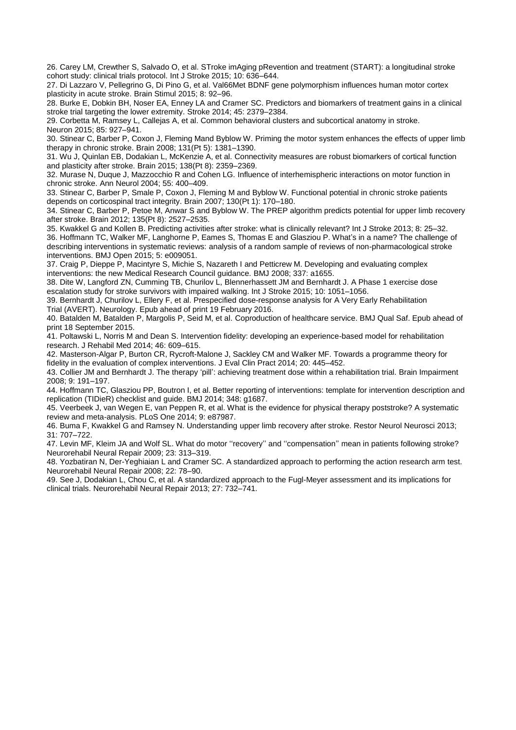26. Carey LM, Crewther S, Salvado O, et al. STroke imAging pRevention and treatment (START): a longitudinal stroke cohort study: clinical trials protocol. Int J Stroke 2015; 10: 636–644.
27. Di Lazzaro V, Pellegrino G, Di Pino G, et al. Val66Met BDNF gene polymorphism influences human motor cortex plasticity in acute stroke. Brain Stimul 2015; 8: 92–96.
28. Burke E, Dobkin BH, Noser EA, Enney LA and Cramer SC. Predictors and biomarkers of treatment gains in a clinical stroke trial targeting the lower extremity. Stroke 2014; 45: 2379–2384.
29. Corbetta M, Ramsey L, Callejas A, et al. Common behavioral clusters and subcortical anatomy in stroke. Neuron 2015; 85: 927–941.
30. Stinear C, Barber P, Coxon J, Fleming Mand Byblow W. Priming the motor system enhances the effects of upper limb therapy in chronic stroke. Brain 2008; 131(Pt 5): 1381–1390.
31. Wu J, Quinlan EB, Dodakian L, McKenzie A, et al. Connectivity measures are robust biomarkers of cortical function and plasticity after stroke. Brain 2015; 138(Pt 8): 2359–2369.
32. Murase N, Duque J, Mazzocchio R and Cohen LG. Influence of interhemispheric interactions on motor function in chronic stroke. Ann Neurol 2004; 55: 400–409.
33. Stinear C, Barber P, Smale P, Coxon J, Fleming M and Byblow W. Functional potential in chronic stroke patients depends on corticospinal tract integrity. Brain 2007; 130(Pt 1): 170–180.
34. Stinear C, Barber P, Petoe M, Anwar S and Byblow W. The PREP algorithm predicts potential for upper limb recovery after stroke. Brain 2012; 135(Pt 8): 2527–2535.
35. Kwakkel G and Kollen B. Predicting activities after stroke: what is clinically relevant? Int J Stroke 2013; 8: 25–32.
36. Hoffmann TC, Walker MF, Langhorne P, Eames S, Thomas E and Glasziou P. What's in a name? The challenge of describing interventions in systematic reviews: analysis of a random sample of reviews of non-pharmacological stroke interventions. BMJ Open 2015; 5: e009051.
37. Craig P, Dieppe P, Macintyre S, Michie S, Nazareth I and Petticrew M. Developing and evaluating complex interventions: the new Medical Research Council guidance. BMJ 2008; 337: a1655.
38. Dite W, Langford ZN, Cumming TB, Churilov L, Blennerhassett JM and Bernhardt J. A Phase 1 exercise dose escalation study for stroke survivors with impaired walking. Int J Stroke 2015; 10: 1051–1056.
39. Bernhardt J, Churilov L, Ellery F, et al. Prespecified dose-response analysis for A Very Early Rehabilitation Trial (AVERT). Neurology. Epub ahead of print 19 February 2016.
40. Batalden M, Batalden P, Margolis P, Seid M, et al. Coproduction of healthcare service. BMJ Qual Saf. Epub ahead of print 18 September 2015.
41. Poltawski L, Norris M and Dean S. Intervention fidelity: developing an experience-based model for rehabilitation research. J Rehabil Med 2014; 46: 609–615.
42. Masterson-Algar P, Burton CR, Rycroft-Malone J, Sackley CM and Walker MF. Towards a programme theory for fidelity in the evaluation of complex interventions. J Eval Clin Pract 2014; 20: 445–452.
43. Collier JM and Bernhardt J. The therapy 'pill': achieving treatment dose within a rehabilitation trial. Brain Impairment 2008; 9: 191–197.
44. Hoffmann TC, Glasziou PP, Boutron I, et al. Better reporting of interventions: template for intervention description and replication (TIDieR) checklist and guide. BMJ 2014; 348: g1687.
45. Veerbeek J, van Wegen E, van Peppen R, et al. What is the evidence for physical therapy poststroke? A systematic review and meta-analysis. PLoS One 2014; 9: e87987.
46. Buma F, Kwakkel G and Ramsey N. Understanding upper limb recovery after stroke. Restor Neurol Neurosci 2013; 31: 707–722.
47. Levin MF, Kleim JA and Wolf SL. What do motor ''recovery'' and ''compensation'' mean in patients following stroke? Neurorehabil Neural Repair 2009; 23: 313–319.
48. Yozbatiran N, Der-Yeghiaian L and Cramer SC. A standardized approach to performing the action research arm test. Neurorehabil Neural Repair 2008; 22: 78–90.
49. See J, Dodakian L, Chou C, et al. A standardized approach to the Fugl-Meyer assessment and its implications for clinical trials. Neurorehabil Neural Repair 2013; 27: 732–741.